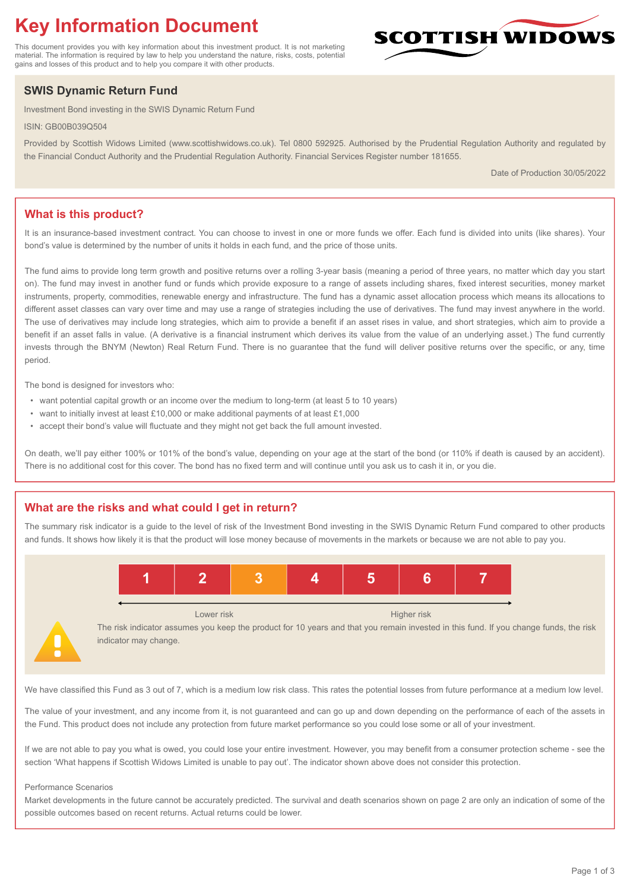# Key Information Document

This document provides you with key information about this investment product. It is not marketing material. The information is required by law to help you understand the nature, risks, costs, potential gains and losses of this product and to help you compare it with other products.

SCOTTISH WIDOWS

## SWIS Dynamic Return Fund

Investment Bond investing in the SWIS Dynamic Return Fund

ISIN: GB00B039Q504

Provided by Scottish Widows Limited (www.scottishwidows.co.uk). Tel 0800 592925. Authorised by the Prudential Regulation Authority and regulated by the Financial Conduct Authority and the Prudential Regulation Authority. Financial Services Register number 181655.

Date of Production 30/05/2022

## What is this product?

It is an insurance-based investment contract. You can choose to invest in one or more funds we offer. Each fund is divided into units (like shares). Your bond's value is determined by the number of units it holds in each fund, and the price of those units.

The fund aims to provide long term growth and positive returns over a rolling 3-year basis (meaning a period of three years, no matter which day you start on). The fund may invest in another fund or funds which provide exposure to a range of assets including shares, fixed interest securities, money market instruments, property, commodities, renewable energy and infrastructure. The fund has a dynamic asset allocation process which means its allocations to different asset classes can vary over time and may use a range of strategies including the use of derivatives. The fund may invest anywhere in the world. The use of derivatives may include long strategies, which aim to provide a benefit if an asset rises in value, and short strategies, which aim to provide a benefit if an asset falls in value. (A derivative is a financial instrument which derives its value from the value of an underlying asset.) The fund currently invests through the BNYM (Newton) Real Return Fund. There is no guarantee that the fund will deliver positive returns over the specific, or any, time period.

The bond is designed for investors who:

- want potential capital growth or an income over the medium to long-term (at least 5 to 10 years)
- want to initially invest at least £10,000 or make additional payments of at least £1,000
- accept their bond's value will fluctuate and they might not get back the full amount invested.

On death, we'll pay either 100% or 101% of the bond's value, depending on your age at the start of the bond (or 110% if death is caused by an accident). There is no additional cost for this cover. The bond has no fixed term and will continue until you ask us to cash it in, or you die.

## What are the risks and what could I get in return?

The summary risk indicator is a guide to the level of risk of the Investment Bond investing in the SWIS Dynamic Return Fund compared to other products and funds. It shows how likely it is that the product will lose money because of movements in the markets or because we are not able to pay you.

| 1 | 2 | **3** | 4 | 5 | 6 | 7 |
|---|---|---|---|---|---|---|

Lower risk ←→ Higher risk

The risk indicator assumes you keep the product for 10 years and that you remain invested in this fund. If you change funds, the risk indicator may change.

We have classified this Fund as 3 out of 7, which is a medium low risk class. This rates the potential losses from future performance at a medium low level.

The value of your investment, and any income from it, is not guaranteed and can go up and down depending on the performance of each of the assets in the Fund. This product does not include any protection from future market performance so you could lose some or all of your investment.

If we are not able to pay you what is owed, you could lose your entire investment. However, you may benefit from a consumer protection scheme - see the section 'What happens if Scottish Widows Limited is unable to pay out'. The indicator shown above does not consider this protection.

Performance Scenarios

Market developments in the future cannot be accurately predicted. The survival and death scenarios shown on page 2 are only an indication of some of the possible outcomes based on recent returns. Actual returns could be lower.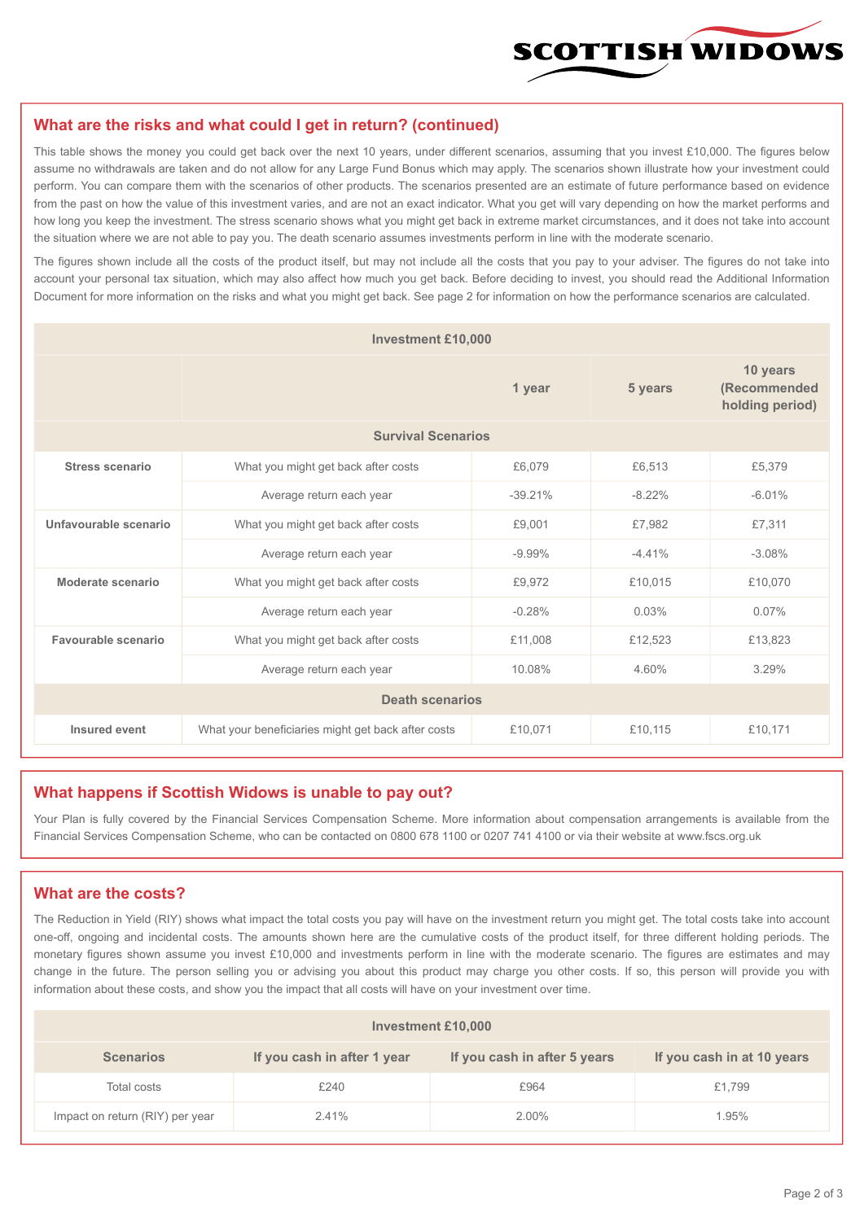## What are the risks and what could I get in return? (continued)

This table shows the money you could get back over the next 10 years, under different scenarios, assuming that you invest £10,000. The figures below assume no withdrawals are taken and do not allow for any Large Fund Bonus which may apply. The scenarios shown illustrate how your investment could perform. You can compare them with the scenarios of other products. The scenarios presented are an estimate of future performance based on evidence from the past on how the value of this investment varies, and are not an exact indicator. What you get will vary depending on how the market performs and how long you keep the investment. The stress scenario shows what you might get back in extreme market circumstances, and it does not take into account the situation where we are not able to pay you. The death scenario assumes investments perform in line with the moderate scenario.

The figures shown include all the costs of the product itself, but may not include all the costs that you pay to your adviser. The figures do not take into account your personal tax situation, which may also affect how much you get back. Before deciding to invest, you should read the Additional Information Document for more information on the risks and what you might get back. See page 2 for information on how the performance scenarios are calculated.

| Investment £10,000 | | | | |
|---|---|---|---|---|
| | | 1 year | 5 years | 10 years (Recommended holding period) |
| **Survival Scenarios** | | | | |
| **Stress scenario** | What you might get back after costs | £6,079 | £6,513 | £5,379 |
| | Average return each year | -39.21% | -8.22% | -6.01% |
| **Unfavourable scenario** | What you might get back after costs | £9,001 | £7,982 | £7,311 |
| | Average return each year | -9.99% | -4.41% | -3.08% |
| **Moderate scenario** | What you might get back after costs | £9,972 | £10,015 | £10,070 |
| | Average return each year | -0.28% | 0.03% | 0.07% |
| **Favourable scenario** | What you might get back after costs | £11,008 | £12,523 | £13,823 |
| | Average return each year | 10.08% | 4.60% | 3.29% |
| **Death scenarios** | | | | |
| **Insured event** | What your beneficiaries might get back after costs | £10,071 | £10,115 | £10,171 |

## What happens if Scottish Widows is unable to pay out?

Your Plan is fully covered by the Financial Services Compensation Scheme. More information about compensation arrangements is available from the Financial Services Compensation Scheme, who can be contacted on 0800 678 1100 or 0207 741 4100 or via their website at www.fscs.org.uk

## What are the costs?

The Reduction in Yield (RIY) shows what impact the total costs you pay will have on the investment return you might get. The total costs take into account one-off, ongoing and incidental costs. The amounts shown here are the cumulative costs of the product itself, for three different holding periods. The monetary figures shown assume you invest £10,000 and investments perform in line with the moderate scenario. The figures are estimates and may change in the future. The person selling you or advising you about this product may charge you other costs. If so, this person will provide you with information about these costs, and show you the impact that all costs will have on your investment over time.

| Investment £10,000 | | | |
|---|---|---|---|
| **Scenarios** | **If you cash in after 1 year** | **If you cash in after 5 years** | **If you cash in at 10 years** |
| Total costs | £240 | £964 | £1,799 |
| Impact on return (RIY) per year | 2.41% | 2.00% | 1.95% |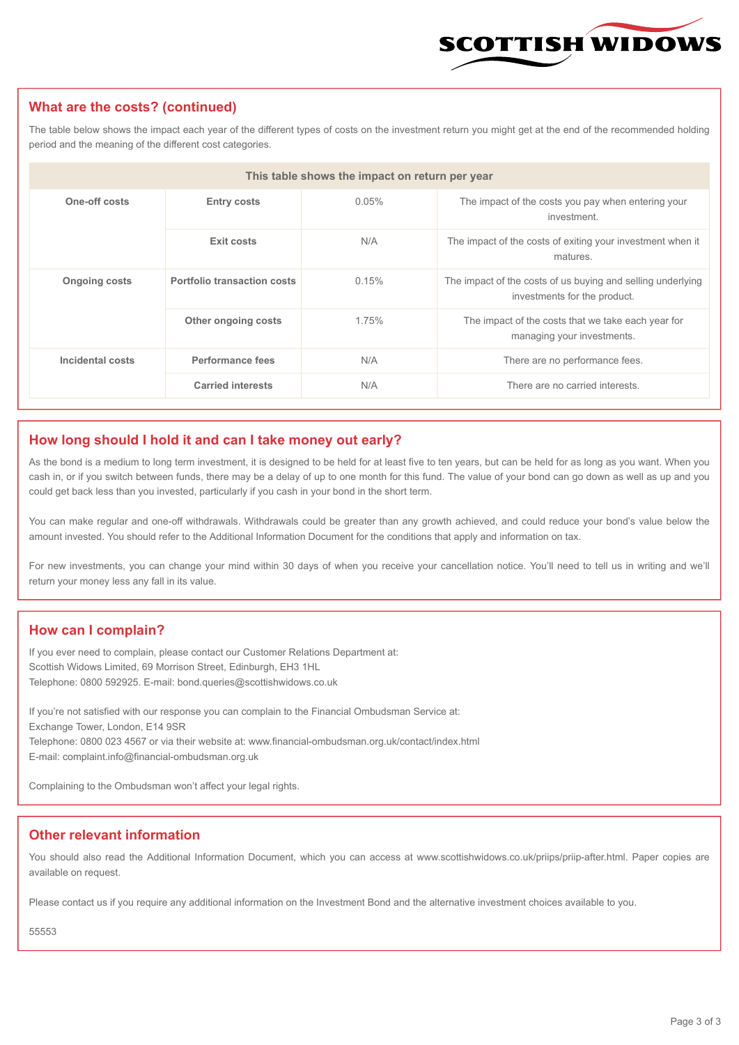## What are the costs? (continued)

The table below shows the impact each year of the different types of costs on the investment return you might get at the end of the recommended holding period and the meaning of the different cost categories.

| This table shows the impact on return per year | | | |
|---|---|---|---|
| **One-off costs** | **Entry costs** | 0.05% | The impact of the costs you pay when entering your investment. |
| | **Exit costs** | N/A | The impact of the costs of exiting your investment when it matures. |
| **Ongoing costs** | **Portfolio transaction costs** | 0.15% | The impact of the costs of us buying and selling underlying investments for the product. |
| | **Other ongoing costs** | 1.75% | The impact of the costs that we take each year for managing your investments. |
| **Incidental costs** | **Performance fees** | N/A | There are no performance fees. |
| | **Carried interests** | N/A | There are no carried interests. |

## How long should I hold it and can I take money out early?

As the bond is a medium to long term investment, it is designed to be held for at least five to ten years, but can be held for as long as you want. When you cash in, or if you switch between funds, there may be a delay of up to one month for this fund. The value of your bond can go down as well as up and you could get back less than you invested, particularly if you cash in your bond in the short term.

You can make regular and one-off withdrawals. Withdrawals could be greater than any growth achieved, and could reduce your bond's value below the amount invested. You should refer to the Additional Information Document for the conditions that apply and information on tax.

For new investments, you can change your mind within 30 days of when you receive your cancellation notice. You'll need to tell us in writing and we'll return your money less any fall in its value.

## How can I complain?

If you ever need to complain, please contact our Customer Relations Department at:
Scottish Widows Limited, 69 Morrison Street, Edinburgh, EH3 1HL
Telephone: 0800 592925. E-mail: bond.queries@scottishwidows.co.uk

If you're not satisfied with our response you can complain to the Financial Ombudsman Service at:
Exchange Tower, London, E14 9SR
Telephone: 0800 023 4567 or via their website at: www.financial-ombudsman.org.uk/contact/index.html
E-mail: complaint.info@financial-ombudsman.org.uk

Complaining to the Ombudsman won't affect your legal rights.

## Other relevant information

You should also read the Additional Information Document, which you can access at www.scottishwidows.co.uk/priips/priip-after.html. Paper copies are available on request.

Please contact us if you require any additional information on the Investment Bond and the alternative investment choices available to you.

55553